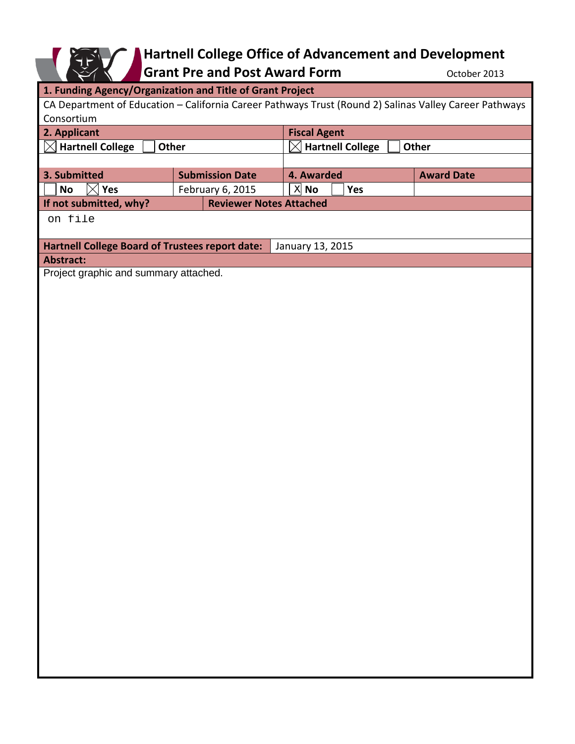# Hartnell College Office of Advancement and Development

## Grant Pre and Post Award Form

October 2013

| **1. Funding Agency/Organization and Title of Grant Project** | | | |
|---|---|---|---|
| CA Department of Education – California Career Pathways Trust (Round 2) Salinas Valley Career Pathways Consortium | | | |
| **2. Applicant** | | **Fiscal Agent** | |
| ☒ **Hartnell College** ☐ **Other** | | ☒ **Hartnell College** ☐ **Other** | |
| | | | |
| **3. Submitted** | **Submission Date** | **4. Awarded** | **Award Date** |
| ☐ **No** ☒ **Yes** | February 6, 2015 | ☒ **No** ☐ **Yes** | |
| **If not submitted, why?** | **Reviewer Notes Attached** | | |
| on file | | | |
| **Hartnell College Board of Trustees report date:** | January 13, 2015 | | |

**Abstract:**

Project graphic and summary attached.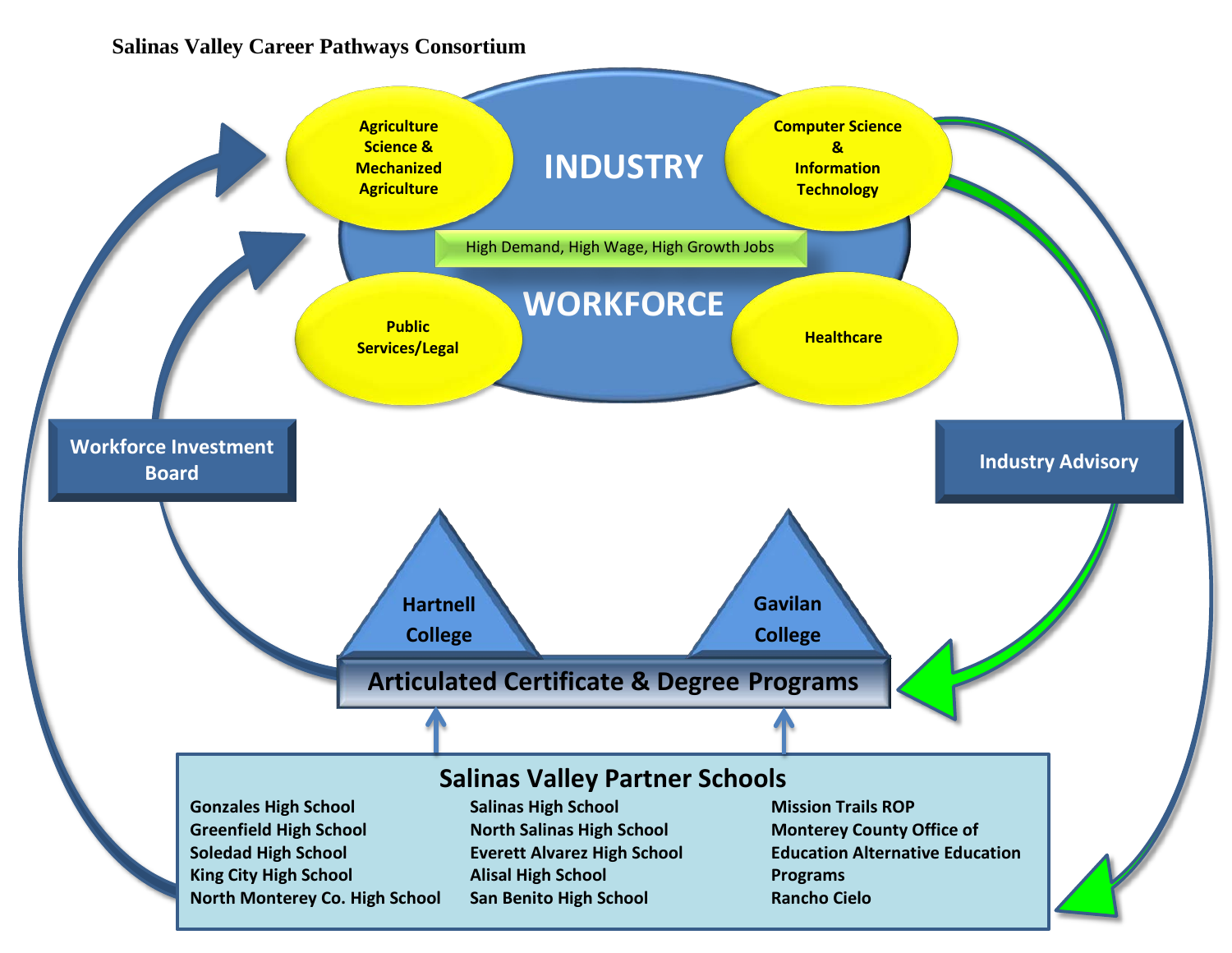**Salinas Valley Career Pathways Consortium**

INDUSTRY

WORKFORCE

High Demand, High Wage, High Growth Jobs

- Agriculture Science & Mechanized Agriculture
- Computer Science & Information Technology
- Public Services/Legal
- Healthcare

Workforce Investment Board

Industry Advisory

Hartnell College

Gavilan College

Articulated Certificate & Degree Programs

## Salinas Valley Partner Schools

- Gonzales High School
- Greenfield High School
- Soledad High School
- King City High School
- North Monterey Co. High School
- Salinas High School
- North Salinas High School
- Everett Alvarez High School
- Alisal High School
- San Benito High School
- Mission Trails ROP
- Monterey County Office of Education Alternative Education Programs
- Rancho Cielo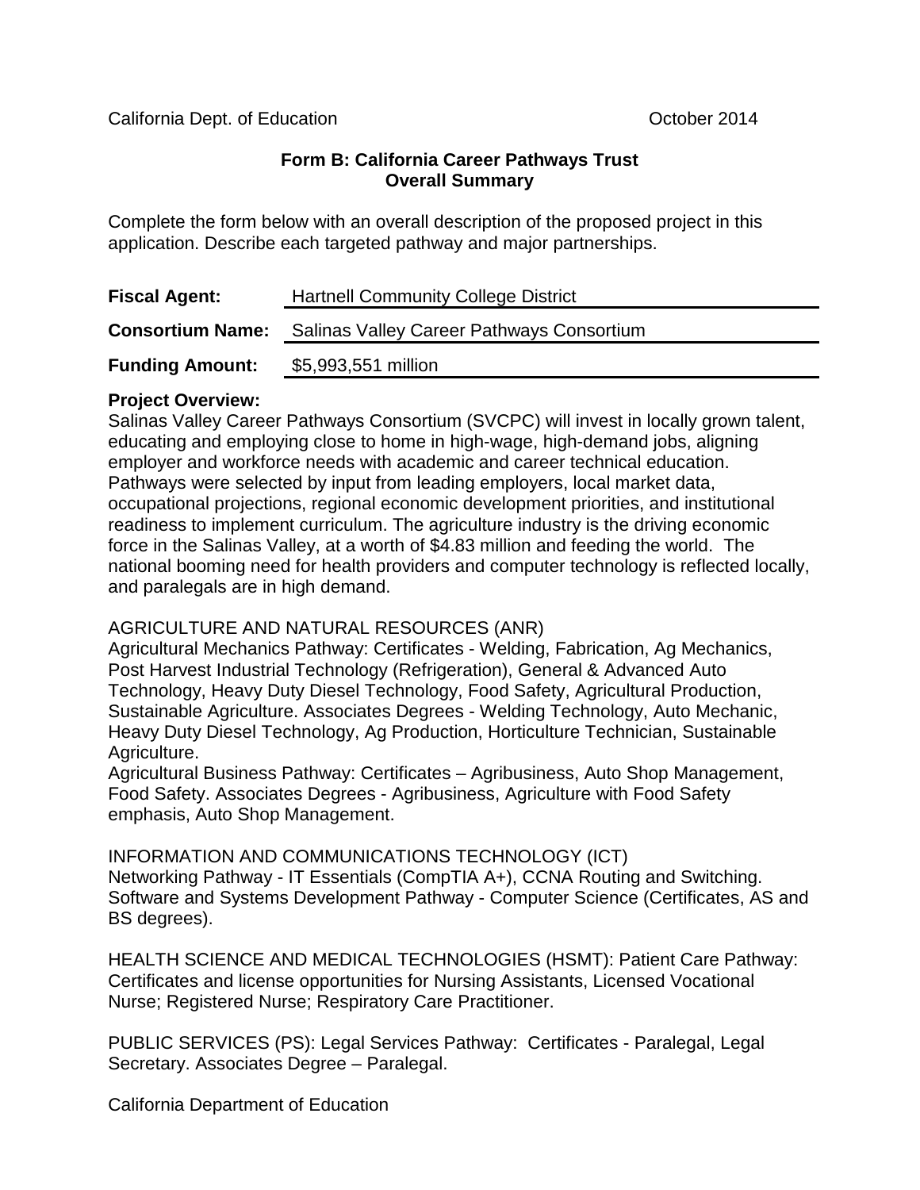California Dept. of Education October 2014

**Form B: California Career Pathways Trust**
**Overall Summary**

Complete the form below with an overall description of the proposed project in this application. Describe each targeted pathway and major partnerships.

| | |
|---|---|
| **Fiscal Agent:** | Hartnell Community College District |
| **Consortium Name:** | Salinas Valley Career Pathways Consortium |
| **Funding Amount:** | $5,993,551 million |

**Project Overview:**
Salinas Valley Career Pathways Consortium (SVCPC) will invest in locally grown talent, educating and employing close to home in high-wage, high-demand jobs, aligning employer and workforce needs with academic and career technical education. Pathways were selected by input from leading employers, local market data, occupational projections, regional economic development priorities, and institutional readiness to implement curriculum. The agriculture industry is the driving economic force in the Salinas Valley, at a worth of $4.83 million and feeding the world. The national booming need for health providers and computer technology is reflected locally, and paralegals are in high demand.

AGRICULTURE AND NATURAL RESOURCES (ANR)
Agricultural Mechanics Pathway: Certificates - Welding, Fabrication, Ag Mechanics, Post Harvest Industrial Technology (Refrigeration), General & Advanced Auto Technology, Heavy Duty Diesel Technology, Food Safety, Agricultural Production, Sustainable Agriculture. Associates Degrees - Welding Technology, Auto Mechanic, Heavy Duty Diesel Technology, Ag Production, Horticulture Technician, Sustainable Agriculture.
Agricultural Business Pathway: Certificates – Agribusiness, Auto Shop Management, Food Safety. Associates Degrees - Agribusiness, Agriculture with Food Safety emphasis, Auto Shop Management.

INFORMATION AND COMMUNICATIONS TECHNOLOGY (ICT)
Networking Pathway - IT Essentials (CompTIA A+), CCNA Routing and Switching.
Software and Systems Development Pathway - Computer Science (Certificates, AS and BS degrees).

HEALTH SCIENCE AND MEDICAL TECHNOLOGIES (HSMT): Patient Care Pathway: Certificates and license opportunities for Nursing Assistants, Licensed Vocational Nurse; Registered Nurse; Respiratory Care Practitioner.

PUBLIC SERVICES (PS): Legal Services Pathway: Certificates - Paralegal, Legal Secretary. Associates Degree – Paralegal.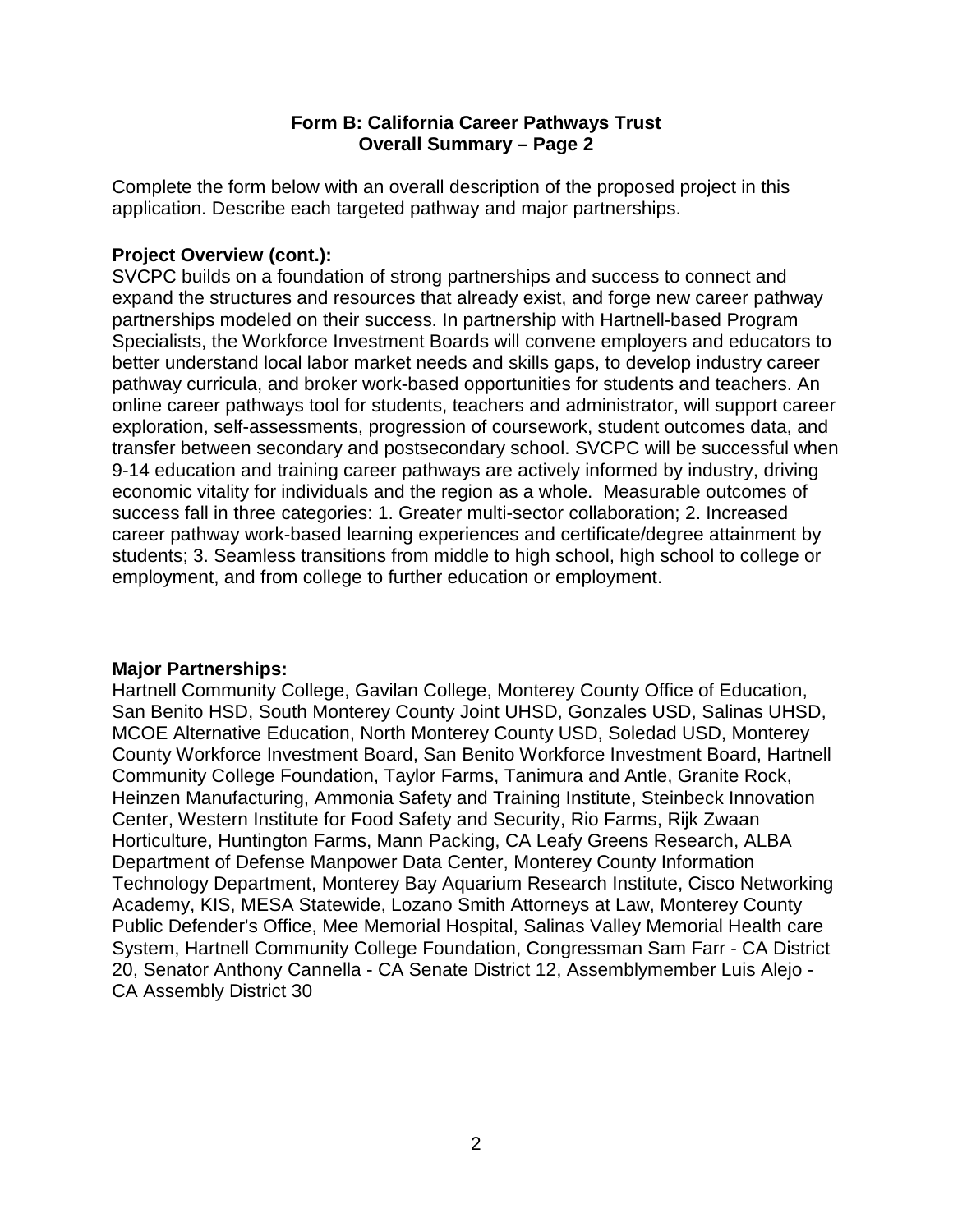**Form B: California Career Pathways Trust**
**Overall Summary – Page 2**

Complete the form below with an overall description of the proposed project in this application. Describe each targeted pathway and major partnerships.

**Project Overview (cont.):**

SVCPC builds on a foundation of strong partnerships and success to connect and expand the structures and resources that already exist, and forge new career pathway partnerships modeled on their success. In partnership with Hartnell-based Program Specialists, the Workforce Investment Boards will convene employers and educators to better understand local labor market needs and skills gaps, to develop industry career pathway curricula, and broker work-based opportunities for students and teachers. An online career pathways tool for students, teachers and administrator, will support career exploration, self-assessments, progression of coursework, student outcomes data, and transfer between secondary and postsecondary school. SVCPC will be successful when 9-14 education and training career pathways are actively informed by industry, driving economic vitality for individuals and the region as a whole. Measurable outcomes of success fall in three categories: 1. Greater multi-sector collaboration; 2. Increased career pathway work-based learning experiences and certificate/degree attainment by students; 3. Seamless transitions from middle to high school, high school to college or employment, and from college to further education or employment.

**Major Partnerships:**

Hartnell Community College, Gavilan College, Monterey County Office of Education, San Benito HSD, South Monterey County Joint UHSD, Gonzales USD, Salinas UHSD, MCOE Alternative Education, North Monterey County USD, Soledad USD, Monterey County Workforce Investment Board, San Benito Workforce Investment Board, Hartnell Community College Foundation, Taylor Farms, Tanimura and Antle, Granite Rock, Heinzen Manufacturing, Ammonia Safety and Training Institute, Steinbeck Innovation Center, Western Institute for Food Safety and Security, Rio Farms, Rijk Zwaan Horticulture, Huntington Farms, Mann Packing, CA Leafy Greens Research, ALBA Department of Defense Manpower Data Center, Monterey County Information Technology Department, Monterey Bay Aquarium Research Institute, Cisco Networking Academy, KIS, MESA Statewide, Lozano Smith Attorneys at Law, Monterey County Public Defender's Office, Mee Memorial Hospital, Salinas Valley Memorial Health care System, Hartnell Community College Foundation, Congressman Sam Farr - CA District 20, Senator Anthony Cannella - CA Senate District 12, Assemblymember Luis Alejo - CA Assembly District 30